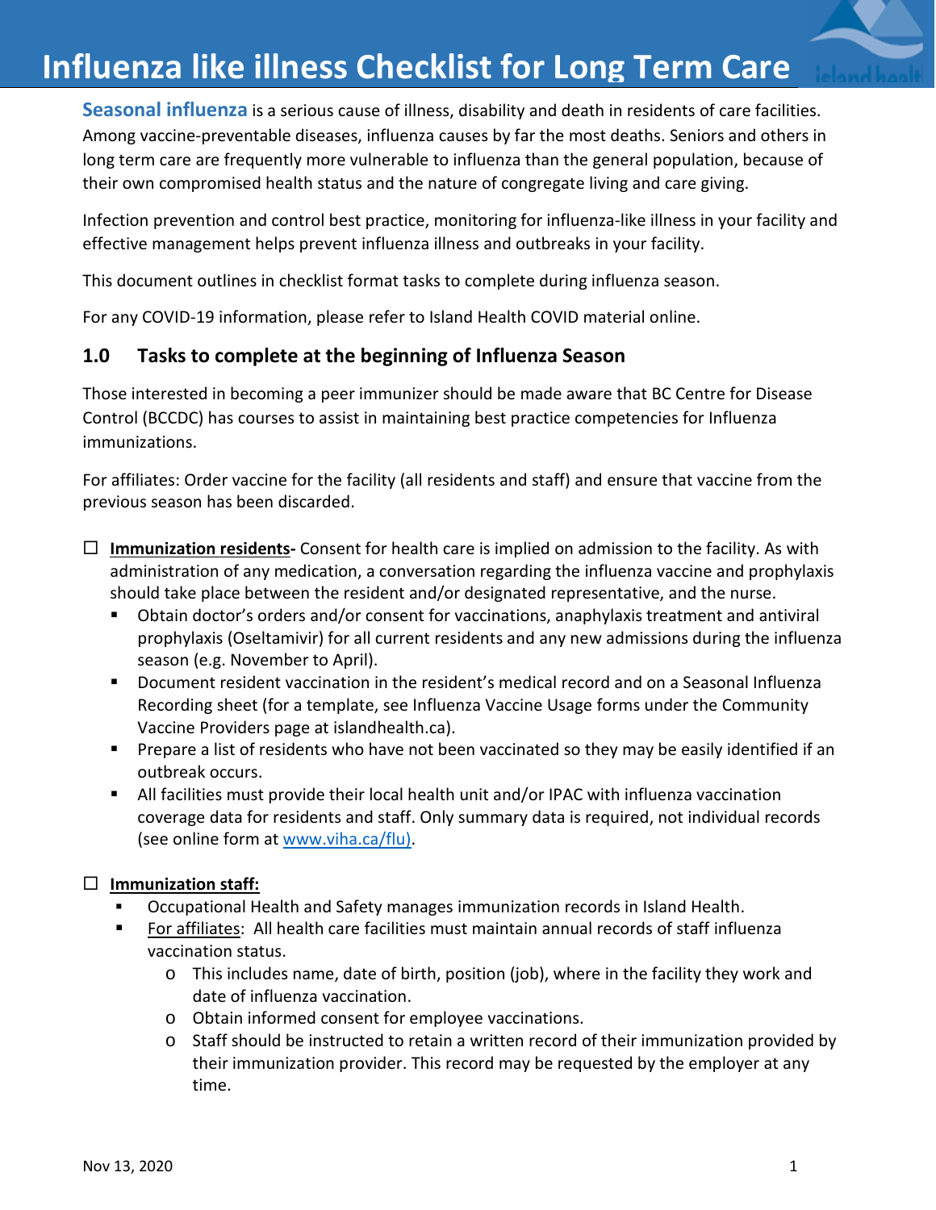# Influenza like illness Checklist for Long Term Care

**Seasonal influenza** is a serious cause of illness, disability and death in residents of care facilities. Among vaccine-preventable diseases, influenza causes by far the most deaths. Seniors and others in long term care are frequently more vulnerable to influenza than the general population, because of their own compromised health status and the nature of congregate living and care giving.

Infection prevention and control best practice, monitoring for influenza-like illness in your facility and effective management helps prevent influenza illness and outbreaks in your facility.

This document outlines in checklist format tasks to complete during influenza season.

For any COVID-19 information, please refer to Island Health COVID material online.

## 1.0 Tasks to complete at the beginning of Influenza Season

Those interested in becoming a peer immunizer should be made aware that BC Centre for Disease Control (BCCDC) has courses to assist in maintaining best practice competencies for Influenza immunizations.

For affiliates: Order vaccine for the facility (all residents and staff) and ensure that vaccine from the previous season has been discarded.

- ☐ **Immunization residents-** Consent for health care is implied on admission to the facility. As with administration of any medication, a conversation regarding the influenza vaccine and prophylaxis should take place between the resident and/or designated representative, and the nurse.
  - Obtain doctor's orders and/or consent for vaccinations, anaphylaxis treatment and antiviral prophylaxis (Oseltamivir) for all current residents and any new admissions during the influenza season (e.g. November to April).
  - Document resident vaccination in the resident's medical record and on a Seasonal Influenza Recording sheet (for a template, see Influenza Vaccine Usage forms under the Community Vaccine Providers page at islandhealth.ca).
  - Prepare a list of residents who have not been vaccinated so they may be easily identified if an outbreak occurs.
  - All facilities must provide their local health unit and/or IPAC with influenza vaccination coverage data for residents and staff. Only summary data is required, not individual records (see online form at www.viha.ca/flu).

- ☐ **Immunization staff:**
  - Occupational Health and Safety manages immunization records in Island Health.
  - For affiliates: All health care facilities must maintain annual records of staff influenza vaccination status.
    - This includes name, date of birth, position (job), where in the facility they work and date of influenza vaccination.
    - Obtain informed consent for employee vaccinations.
    - Staff should be instructed to retain a written record of their immunization provided by their immunization provider. This record may be requested by the employer at any time.

Nov 13, 2020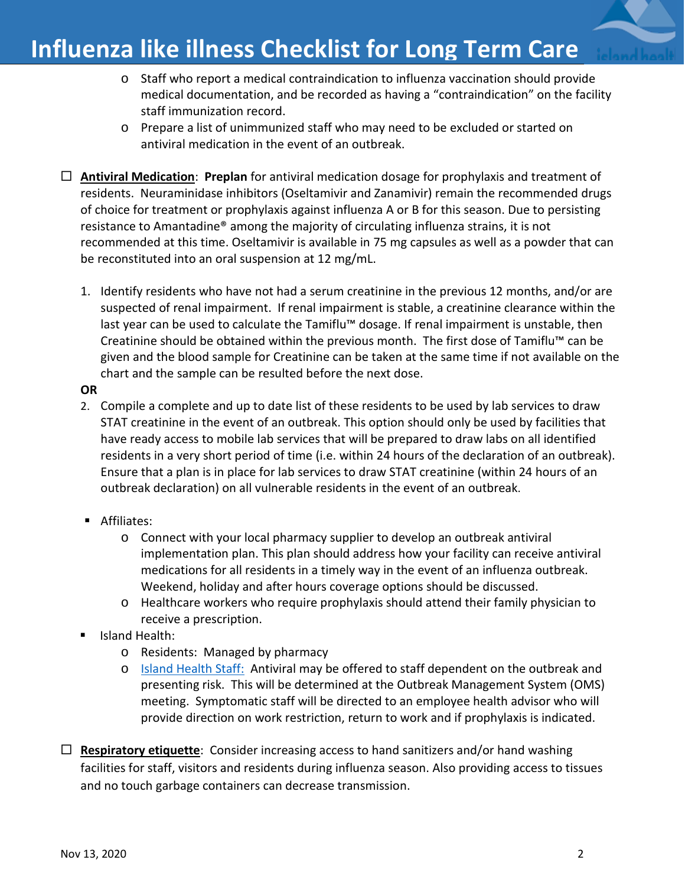- Staff who report a medical contraindication to influenza vaccination should provide medical documentation, and be recorded as having a "contraindication" on the facility staff immunization record.
- Prepare a list of unimmunized staff who may need to be excluded or started on antiviral medication in the event of an outbreak.

☐ **Antiviral Medication**: **Preplan** for antiviral medication dosage for prophylaxis and treatment of residents. Neuraminidase inhibitors (Oseltamivir and Zanamivir) remain the recommended drugs of choice for treatment or prophylaxis against influenza A or B for this season. Due to persisting resistance to Amantadine® among the majority of circulating influenza strains, it is not recommended at this time. Oseltamivir is available in 75 mg capsules as well as a powder that can be reconstituted into an oral suspension at 12 mg/mL.

1. Identify residents who have not had a serum creatinine in the previous 12 months, and/or are suspected of renal impairment. If renal impairment is stable, a creatinine clearance within the last year can be used to calculate the Tamiflu™ dosage. If renal impairment is unstable, then Creatinine should be obtained within the previous month. The first dose of Tamiflu™ can be given and the blood sample for Creatinine can be taken at the same time if not available on the chart and the sample can be resulted before the next dose.

**OR**

2. Compile a complete and up to date list of these residents to be used by lab services to draw STAT creatinine in the event of an outbreak. This option should only be used by facilities that have ready access to mobile lab services that will be prepared to draw labs on all identified residents in a very short period of time (i.e. within 24 hours of the declaration of an outbreak). Ensure that a plan is in place for lab services to draw STAT creatinine (within 24 hours of an outbreak declaration) on all vulnerable residents in the event of an outbreak.

- Affiliates:
  - Connect with your local pharmacy supplier to develop an outbreak antiviral implementation plan. This plan should address how your facility can receive antiviral medications for all residents in a timely way in the event of an influenza outbreak. Weekend, holiday and after hours coverage options should be discussed.
  - Healthcare workers who require prophylaxis should attend their family physician to receive a prescription.
- Island Health:
  - Residents: Managed by pharmacy
  - Island Health Staff: Antiviral may be offered to staff dependent on the outbreak and presenting risk. This will be determined at the Outbreak Management System (OMS) meeting. Symptomatic staff will be directed to an employee health advisor who will provide direction on work restriction, return to work and if prophylaxis is indicated.

☐ **Respiratory etiquette**: Consider increasing access to hand sanitizers and/or hand washing facilities for staff, visitors and residents during influenza season. Also providing access to tissues and no touch garbage containers can decrease transmission.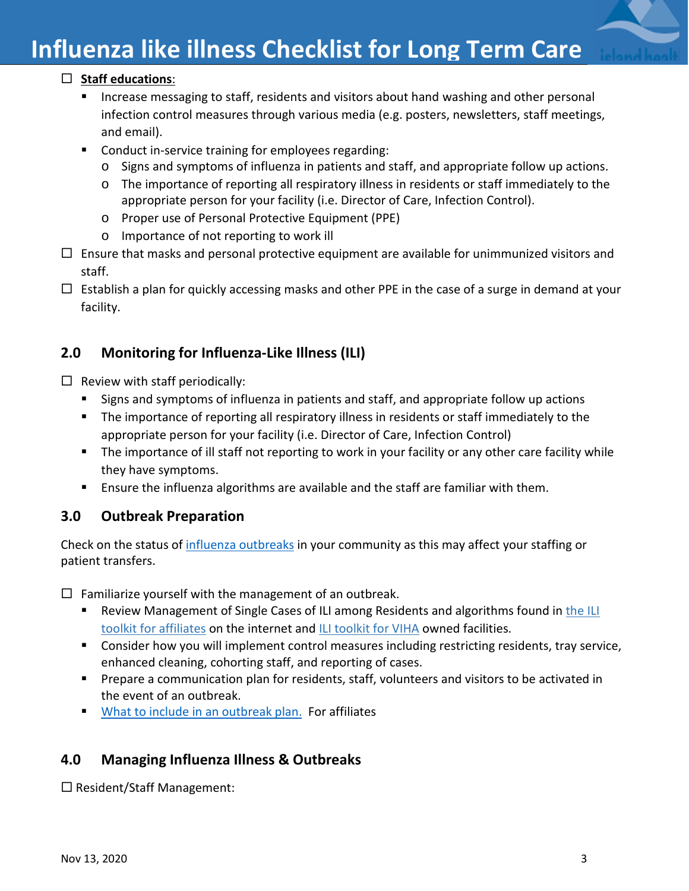- ☐ **Staff educations**:
  - Increase messaging to staff, residents and visitors about hand washing and other personal infection control measures through various media (e.g. posters, newsletters, staff meetings, and email).
  - Conduct in-service training for employees regarding:
    - Signs and symptoms of influenza in patients and staff, and appropriate follow up actions.
    - The importance of reporting all respiratory illness in residents or staff immediately to the appropriate person for your facility (i.e. Director of Care, Infection Control).
    - Proper use of Personal Protective Equipment (PPE)
    - Importance of not reporting to work ill
- ☐ Ensure that masks and personal protective equipment are available for unimmunized visitors and staff.
- ☐ Establish a plan for quickly accessing masks and other PPE in the case of a surge in demand at your facility.

## 2.0 Monitoring for Influenza-Like Illness (ILI)

- ☐ Review with staff periodically:
  - Signs and symptoms of influenza in patients and staff, and appropriate follow up actions
  - The importance of reporting all respiratory illness in residents or staff immediately to the appropriate person for your facility (i.e. Director of Care, Infection Control)
  - The importance of ill staff not reporting to work in your facility or any other care facility while they have symptoms.
  - Ensure the influenza algorithms are available and the staff are familiar with them.

## 3.0 Outbreak Preparation

Check on the status of influenza outbreaks in your community as this may affect your staffing or patient transfers.

- ☐ Familiarize yourself with the management of an outbreak.
  - Review Management of Single Cases of ILI among Residents and algorithms found in the ILI toolkit for affiliates on the internet and ILI toolkit for VIHA owned facilities.
  - Consider how you will implement control measures including restricting residents, tray service, enhanced cleaning, cohorting staff, and reporting of cases.
  - Prepare a communication plan for residents, staff, volunteers and visitors to be activated in the event of an outbreak.
  - What to include in an outbreak plan. For affiliates

## 4.0 Managing Influenza Illness & Outbreaks

☐ Resident/Staff Management: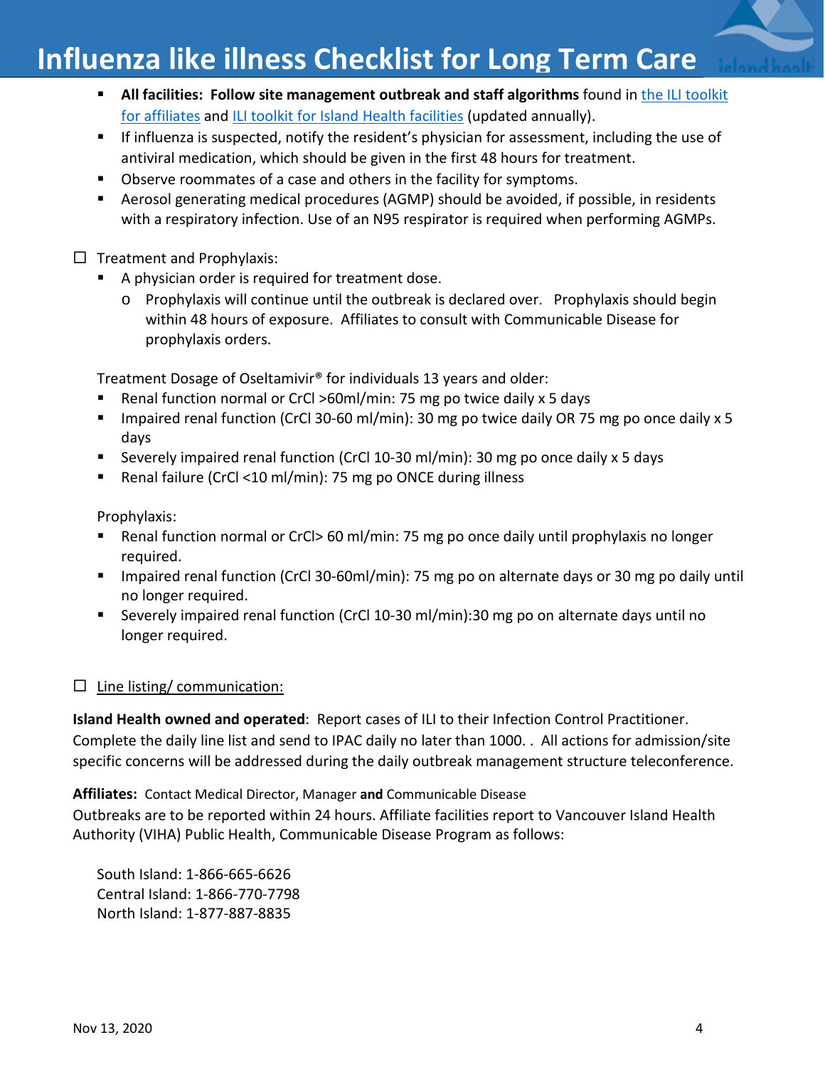- **All facilities: Follow site management outbreak and staff algorithms** found in the ILI toolkit for affiliates and ILI toolkit for Island Health facilities (updated annually).
- If influenza is suspected, notify the resident's physician for assessment, including the use of antiviral medication, which should be given in the first 48 hours for treatment.
- Observe roommates of a case and others in the facility for symptoms.
- Aerosol generating medical procedures (AGMP) should be avoided, if possible, in residents with a respiratory infection. Use of an N95 respirator is required when performing AGMPs.

☐ Treatment and Prophylaxis:

- A physician order is required for treatment dose.
  - Prophylaxis will continue until the outbreak is declared over. Prophylaxis should begin within 48 hours of exposure. Affiliates to consult with Communicable Disease for prophylaxis orders.

Treatment Dosage of Oseltamivir® for individuals 13 years and older:

- Renal function normal or CrCl >60ml/min: 75 mg po twice daily x 5 days
- Impaired renal function (CrCl 30-60 ml/min): 30 mg po twice daily OR 75 mg po once daily x 5 days
- Severely impaired renal function (CrCl 10-30 ml/min): 30 mg po once daily x 5 days
- Renal failure (CrCl <10 ml/min): 75 mg po ONCE during illness

Prophylaxis:

- Renal function normal or CrCl> 60 ml/min: 75 mg po once daily until prophylaxis no longer required.
- Impaired renal function (CrCl 30-60ml/min): 75 mg po on alternate days or 30 mg po daily until no longer required.
- Severely impaired renal function (CrCl 10-30 ml/min):30 mg po on alternate days until no longer required.

☐ Line listing/ communication:

**Island Health owned and operated**: Report cases of ILI to their Infection Control Practitioner. Complete the daily line list and send to IPAC daily no later than 1000. . All actions for admission/site specific concerns will be addressed during the daily outbreak management structure teleconference.

**Affiliates:** Contact Medical Director, Manager **and** Communicable Disease
Outbreaks are to be reported within 24 hours. Affiliate facilities report to Vancouver Island Health Authority (VIHA) Public Health, Communicable Disease Program as follows:

South Island: 1-866-665-6626
Central Island: 1-866-770-7798
North Island: 1-877-887-8835

Nov 13, 2020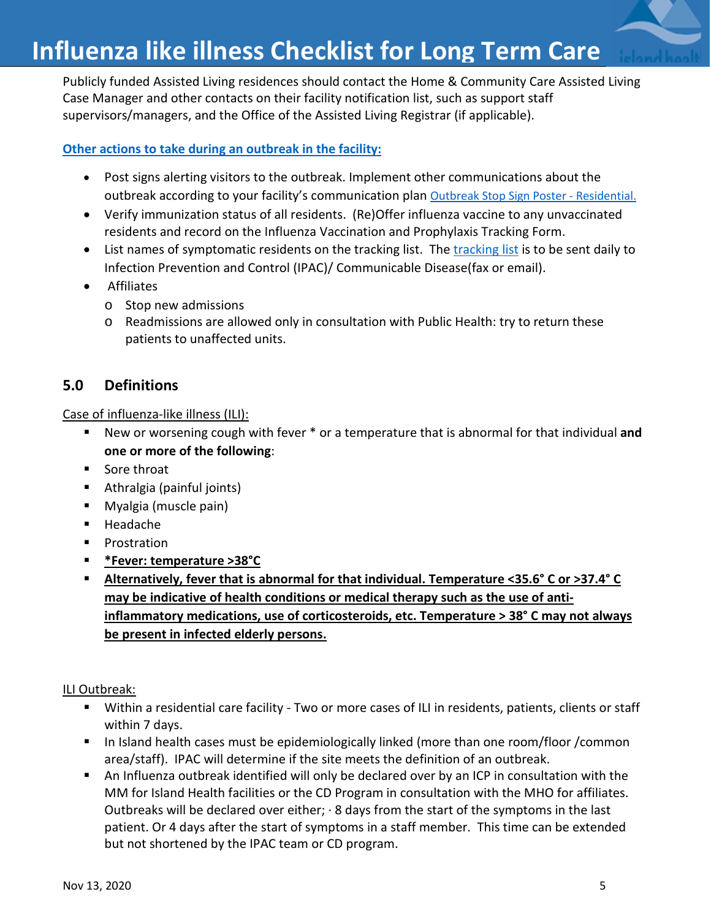Publicly funded Assisted Living residences should contact the Home & Community Care Assisted Living Case Manager and other contacts on their facility notification list, such as support staff supervisors/managers, and the Office of the Assisted Living Registrar (if applicable).

**Other actions to take during an outbreak in the facility:**

- Post signs alerting visitors to the outbreak. Implement other communications about the outbreak according to your facility's communication plan Outbreak Stop Sign Poster - Residential.
- Verify immunization status of all residents. (Re)Offer influenza vaccine to any unvaccinated residents and record on the Influenza Vaccination and Prophylaxis Tracking Form.
- List names of symptomatic residents on the tracking list. The tracking list is to be sent daily to Infection Prevention and Control (IPAC)/ Communicable Disease(fax or email).
- Affiliates
  - Stop new admissions
  - Readmissions are allowed only in consultation with Public Health: try to return these patients to unaffected units.

## 5.0 Definitions

Case of influenza-like illness (ILI):

- New or worsening cough with fever * or a temperature that is abnormal for that individual **and one or more of the following**:
- Sore throat
- Athralgia (painful joints)
- Myalgia (muscle pain)
- Headache
- Prostration
- **\*Fever: temperature >38°C**
- **Alternatively, fever that is abnormal for that individual. Temperature <35.6° C or >37.4° C may be indicative of health conditions or medical therapy such as the use of anti-inflammatory medications, use of corticosteroids, etc. Temperature > 38° C may not always be present in infected elderly persons.**

ILI Outbreak:

- Within a residential care facility - Two or more cases of ILI in residents, patients, clients or staff within 7 days.
- In Island health cases must be epidemiologically linked (more than one room/floor /common area/staff). IPAC will determine if the site meets the definition of an outbreak.
- An Influenza outbreak identified will only be declared over by an ICP in consultation with the MM for Island Health facilities or the CD Program in consultation with the MHO for affiliates. Outbreaks will be declared over either; · 8 days from the start of the symptoms in the last patient. Or 4 days after the start of symptoms in a staff member. This time can be extended but not shortened by the IPAC team or CD program.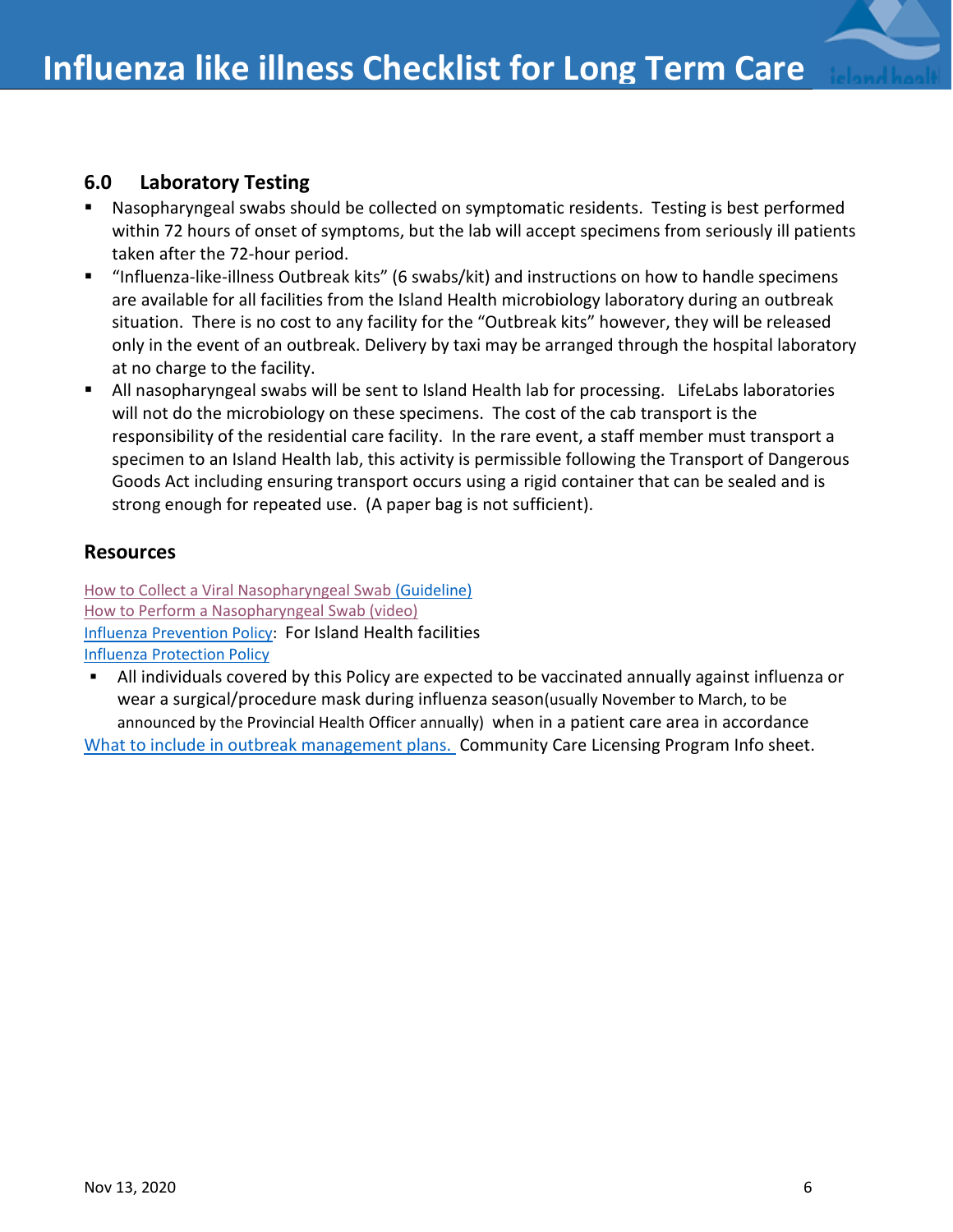## 6.0 Laboratory Testing

- Nasopharyngeal swabs should be collected on symptomatic residents. Testing is best performed within 72 hours of onset of symptoms, but the lab will accept specimens from seriously ill patients taken after the 72-hour period.
- "Influenza-like-illness Outbreak kits" (6 swabs/kit) and instructions on how to handle specimens are available for all facilities from the Island Health microbiology laboratory during an outbreak situation. There is no cost to any facility for the "Outbreak kits" however, they will be released only in the event of an outbreak. Delivery by taxi may be arranged through the hospital laboratory at no charge to the facility.
- All nasopharyngeal swabs will be sent to Island Health lab for processing. LifeLabs laboratories will not do the microbiology on these specimens. The cost of the cab transport is the responsibility of the residential care facility. In the rare event, a staff member must transport a specimen to an Island Health lab, this activity is permissible following the Transport of Dangerous Goods Act including ensuring transport occurs using a rigid container that can be sealed and is strong enough for repeated use. (A paper bag is not sufficient).

## Resources

How to Collect a Viral Nasopharyngeal Swab (Guideline)
How to Perform a Nasopharyngeal Swab (video)
Influenza Prevention Policy: For Island Health facilities
Influenza Protection Policy

- All individuals covered by this Policy are expected to be vaccinated annually against influenza or wear a surgical/procedure mask during influenza season(usually November to March, to be announced by the Provincial Health Officer annually) when in a patient care area in accordance

What to include in outbreak management plans. Community Care Licensing Program Info sheet.